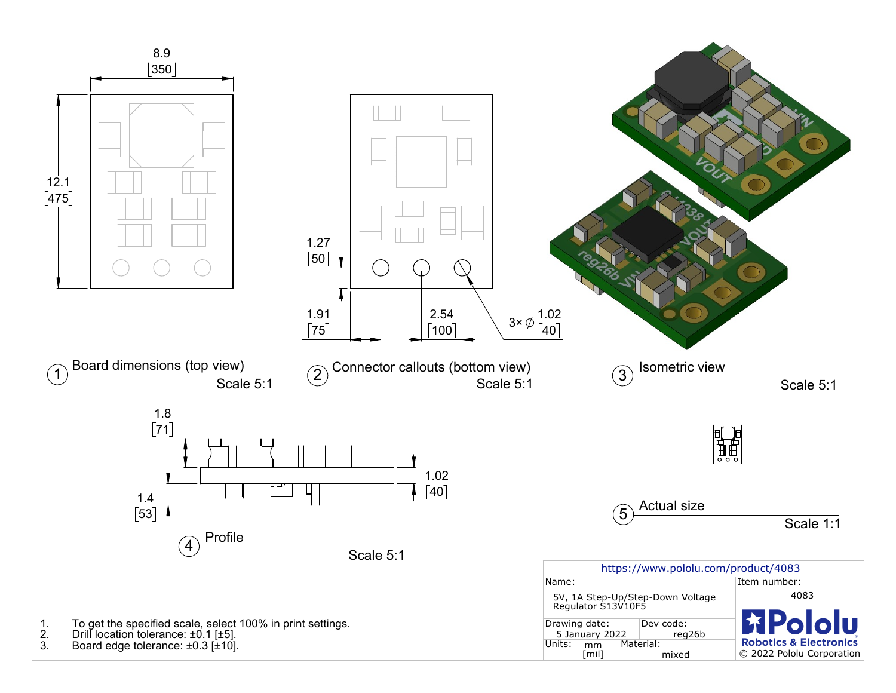8.9 [350]

12.1 [475]

1 Board dimensions (top view) — Scale 5:1

1.27 [50]

1.91 [75]

2.54 [100]

3× ∅ 1.02 [40]

2 Connector callouts (bottom view) — Scale 5:1

3 Isometric view — Scale 5:1

1.8 [71]

1.02 [40]

1.4 [53]

4 Profile — Scale 5:1

5 Actual size — Scale 1:1

1. To get the specified scale, select 100% in print settings.
2. Drill location tolerance: ±0.1 [±5].
3. Board edge tolerance: ±0.3 [±10].

| https://www.pololu.com/product/4083 | | |
|---|---|---|
| Name: 5V, 1A Step-Up/Step-Down Voltage Regulator S13V10F5 | | Item number: 4083 |
| Drawing date: 5 January 2022 | Dev code: reg26b | Pololu Robotics & Electronics |
| Units: mm [mil] | Material: mixed | © 2022 Pololu Corporation |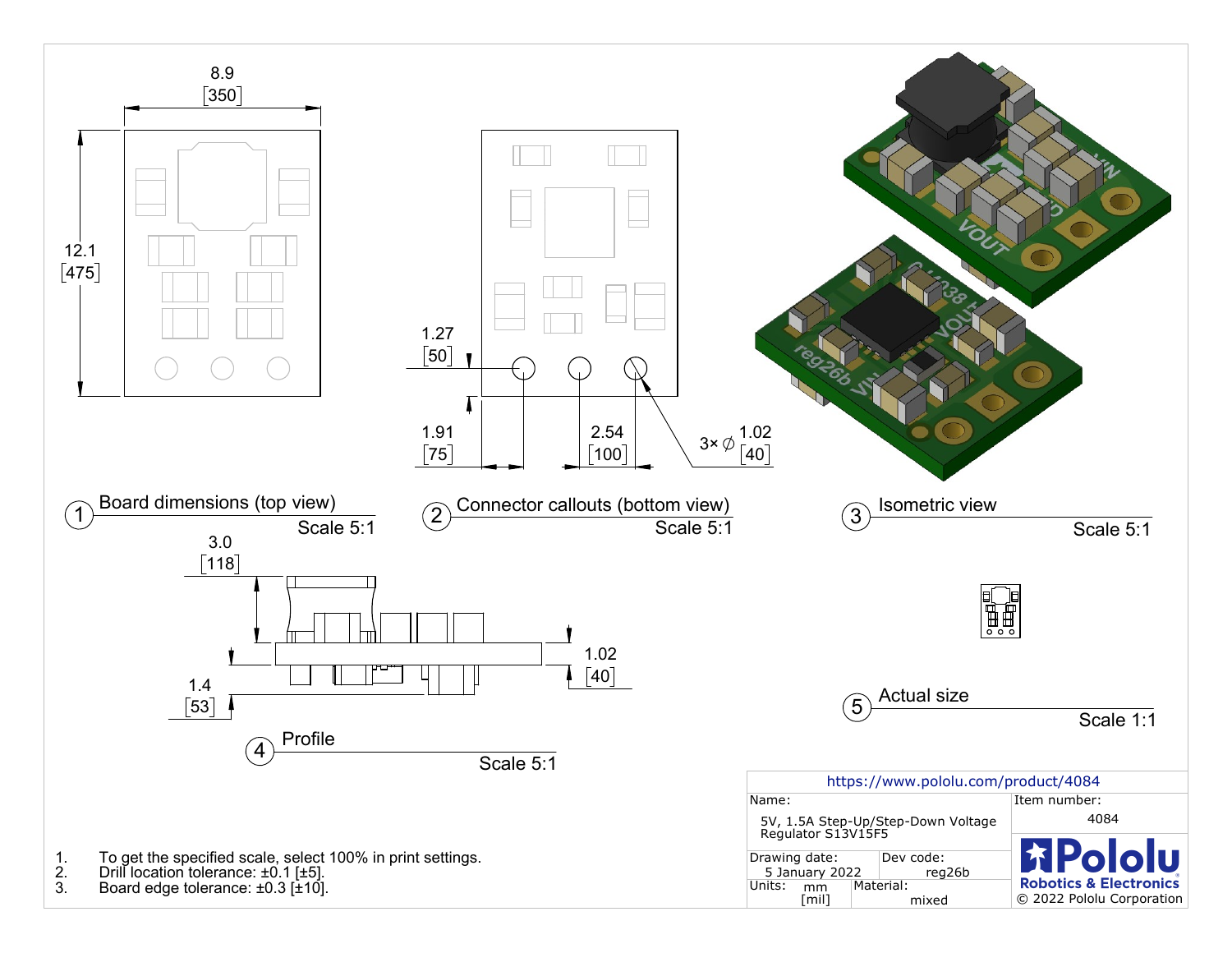## 1 Board dimensions (top view)

Scale 5:1

8.9 [350]

12.1 [475]

## 2 Connector callouts (bottom view)

Scale 5:1

1.27 [50]

1.91 [75]

2.54 [100]

3× ∅ 1.02 [40]

## 3 Isometric view

Scale 5:1

## 4 Profile

Scale 5:1

3.0 [118]

1.02 [40]

1.4 [53]

## 5 Actual size

Scale 1:1

| | |
|---|---|
| https://www.pololu.com/product/4084 | |
| Name: 5V, 1.5A Step-Up/Step-Down Voltage Regulator S13V15F5 | Item number: 4084 |
| Drawing date: 5 January 2022 / Dev code: reg26b | Pololu Robotics & Electronics |
| Units: mm [mil] / Material: mixed | © 2022 Pololu Corporation |

1. To get the specified scale, select 100% in print settings.
2. Drill location tolerance: ±0.1 [±5].
3. Board edge tolerance: ±0.3 [±10].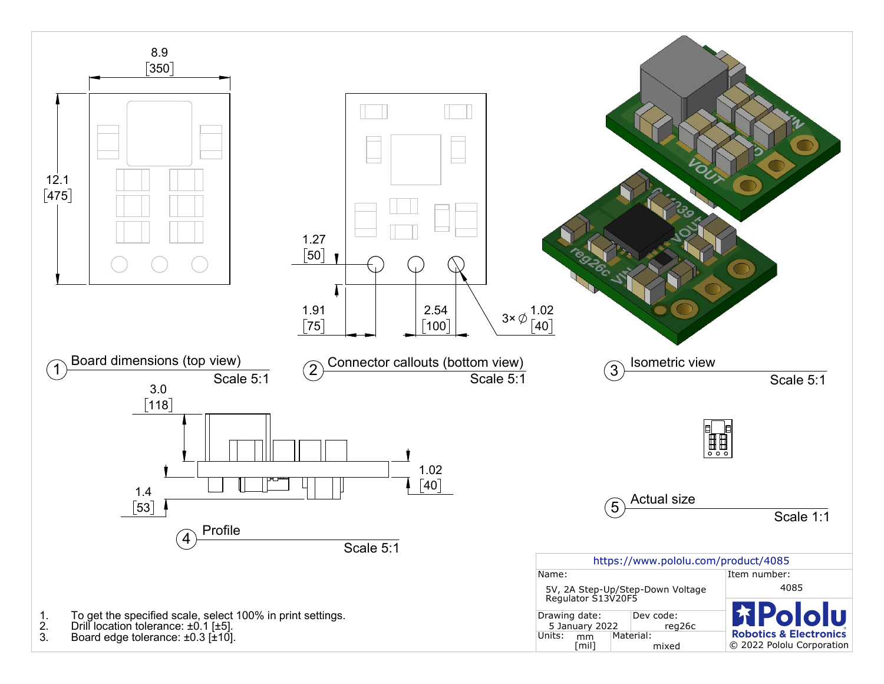8.9
[350]

12.1
[475]

1.27
[50]

1.91
[75]

2.54
[100]

3× ∅ 1.02
[40]

① Board dimensions (top view) — Scale 5:1

② Connector callouts (bottom view) — Scale 5:1

③ Isometric view — Scale 5:1

3.0
[118]

1.02
[40]

1.4
[53]

④ Profile — Scale 5:1

⑤ Actual size — Scale 1:1

1. To get the specified scale, select 100% in print settings.
2. Drill location tolerance: ±0.1 [±5].
3. Board edge tolerance: ±0.3 [±10].

| https://www.pololu.com/product/4085 | | | |
|---|---|---|---|
| Name: 5V, 2A Step-Up/Step-Down Voltage Regulator S13V20F5 | | | Item number: 4085 |
| Drawing date: 5 January 2022 | | Dev code: reg26c | Pololu Robotics & Electronics |
| Units: mm [mil] | Material: mixed | | © 2022 Pololu Corporation |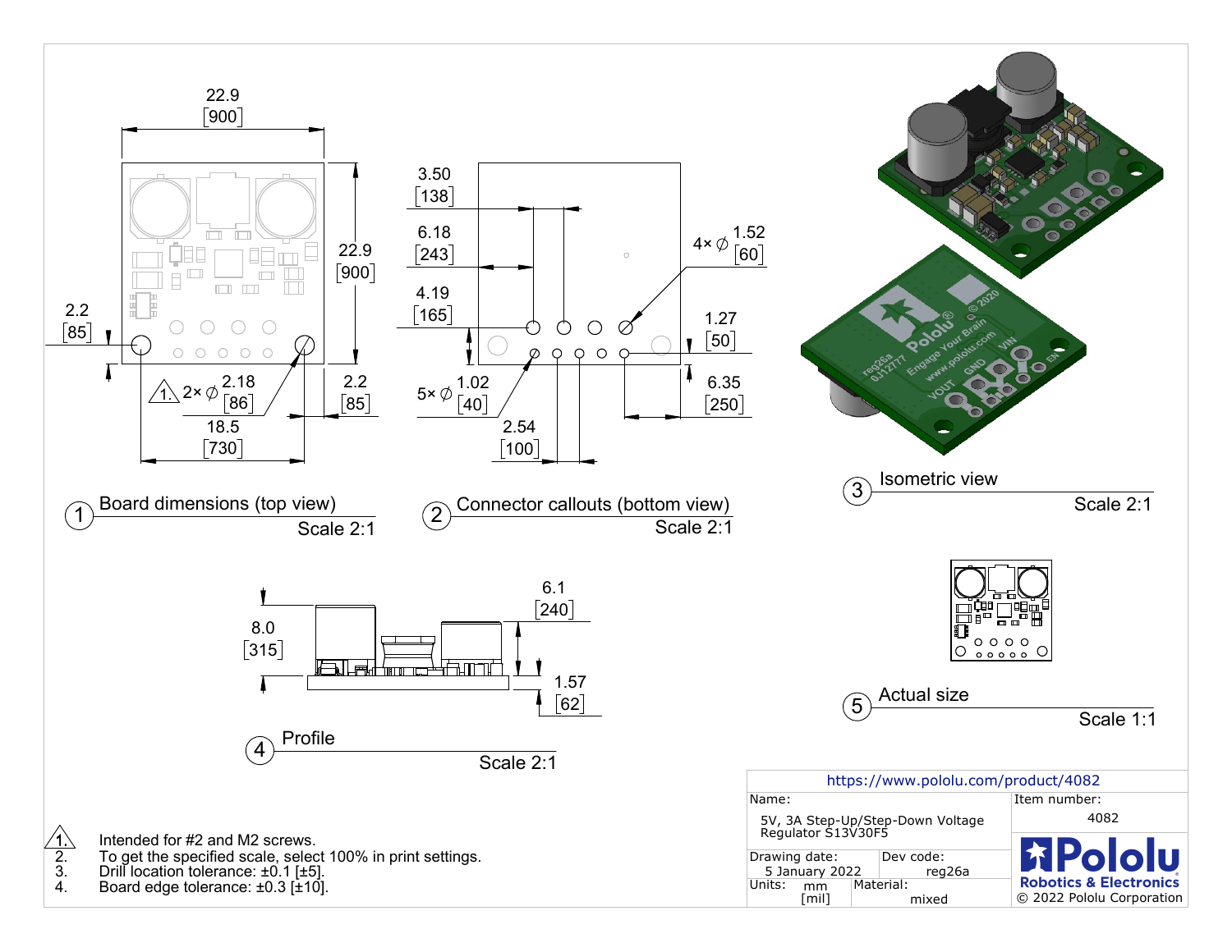22.9
[900]

22.9
[900]

2.2
[85]

2× ⌀ 2.18
[86]

2.2
[85]

18.5
[730]

① Board dimensions (top view) — Scale 2:1

3.50
[138]

6.18
[243]

4.19
[165]

4× ⌀ 1.52
[60]

1.27
[50]

5× ⌀ 1.02
[40]

2.54
[100]

6.35
[250]

② Connector callouts (bottom view) — Scale 2:1

③ Isometric view — Scale 2:1

8.0
[315]

6.1
[240]

1.57
[62]

④ Profile — Scale 2:1

⑤ Actual size — Scale 1:1

1. Intended for #2 and M2 screws.
2. To get the specified scale, select 100% in print settings.
3. Drill location tolerance: ±0.1 [±5].
4. Board edge tolerance: ±0.3 [±10].

| | |
|---|---|
| https://www.pololu.com/product/4082 | |
| Name: 5V, 3A Step-Up/Step-Down Voltage Regulator S13V30F5 | Item number: 4082 |
| Drawing date: 5 January 2022 / Dev code: reg26a | Pololu Robotics & Electronics |
| Units: mm [mil] / Material: mixed | © 2022 Pololu Corporation |